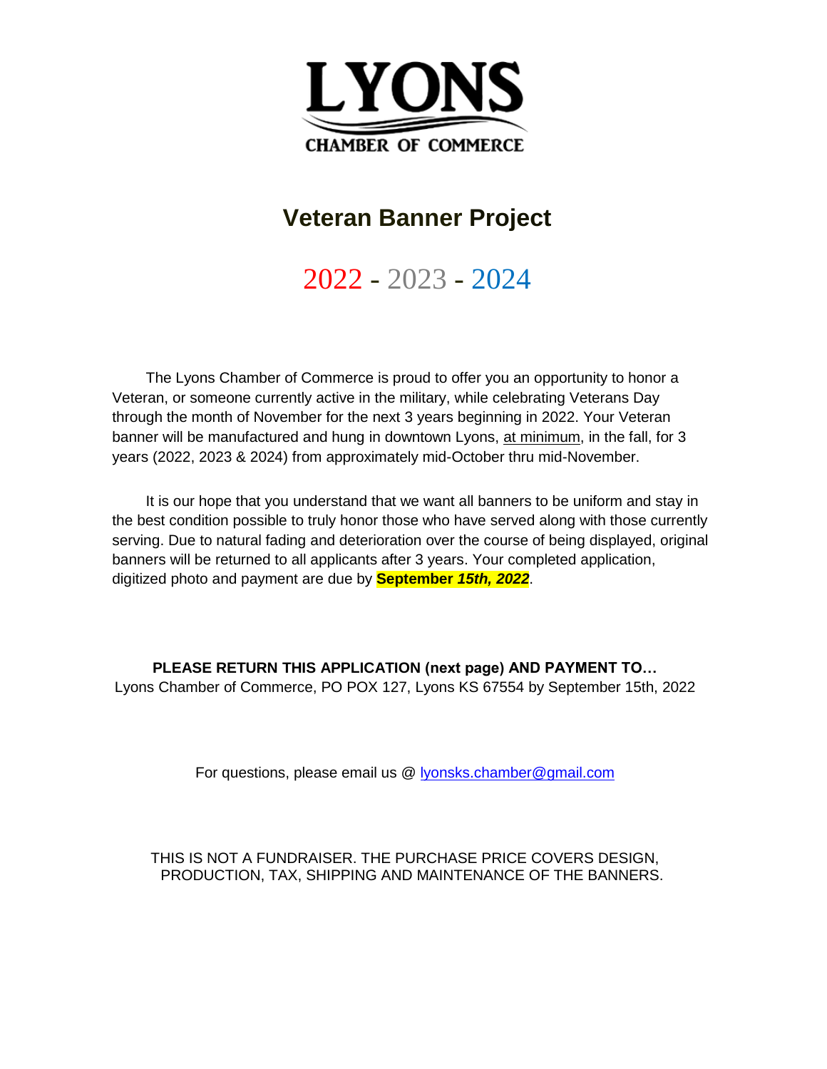# LYONS
CHAMBER OF COMMERCE

## Veteran Banner Project

## 2022 - 2023 - 2024

The Lyons Chamber of Commerce is proud to offer you an opportunity to honor a Veteran, or someone currently active in the military, while celebrating Veterans Day through the month of November for the next 3 years beginning in 2022. Your Veteran banner will be manufactured and hung in downtown Lyons, at minimum, in the fall, for 3 years (2022, 2023 & 2024) from approximately mid-October thru mid-November.

It is our hope that you understand that we want all banners to be uniform and stay in the best condition possible to truly honor those who have served along with those currently serving. Due to natural fading and deterioration over the course of being displayed, original banners will be returned to all applicants after 3 years. Your completed application, digitized photo and payment are due by **September *15th, 2022***.

**PLEASE RETURN THIS APPLICATION (next page) AND PAYMENT TO…**
Lyons Chamber of Commerce, PO POX 127, Lyons KS 67554 by September 15th, 2022

For questions, please email us @ lyonsks.chamber@gmail.com

THIS IS NOT A FUNDRAISER. THE PURCHASE PRICE COVERS DESIGN, PRODUCTION, TAX, SHIPPING AND MAINTENANCE OF THE BANNERS.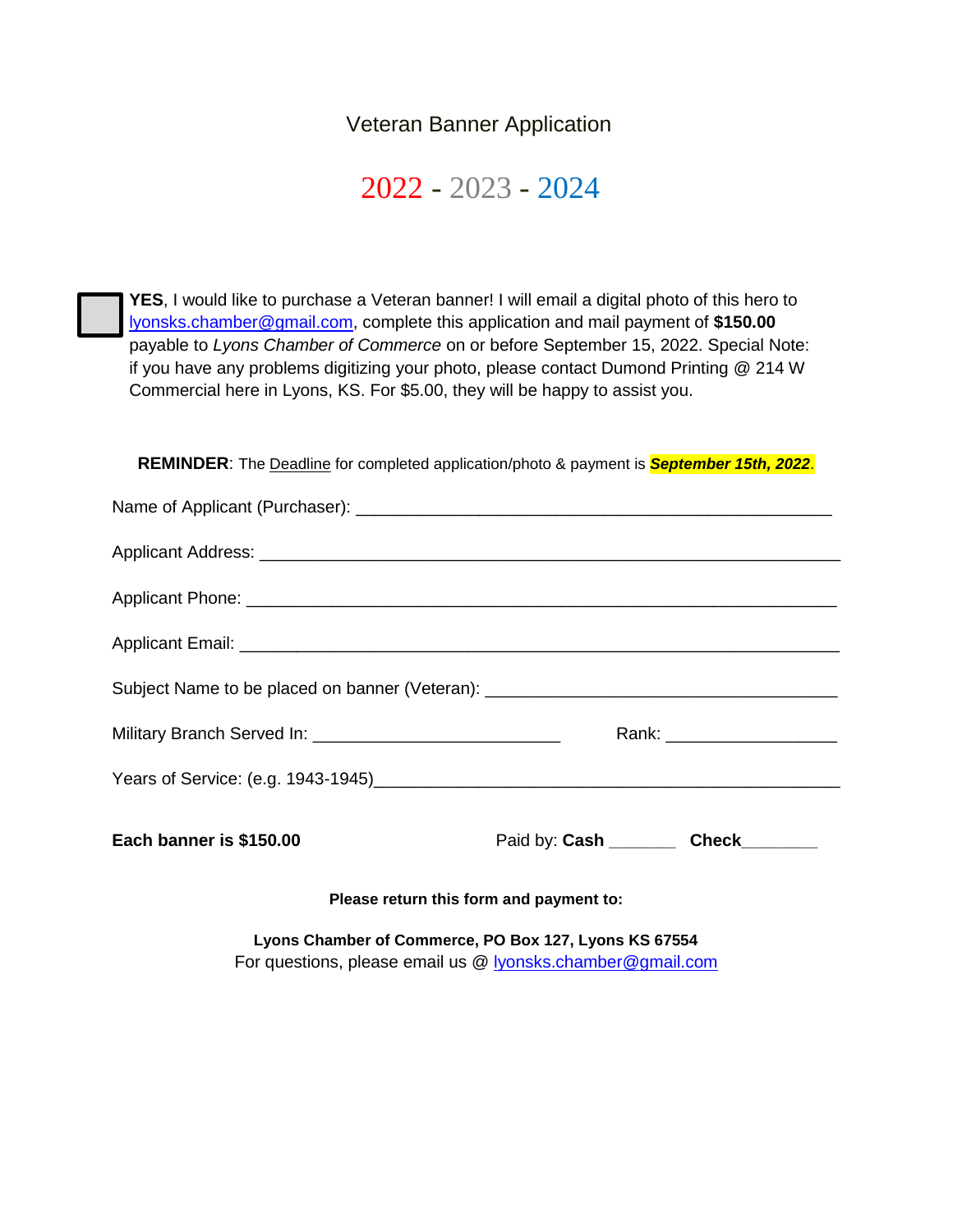# Veteran Banner Application

## 2022 - 2023 - 2024

☐ **YES**, I would like to purchase a Veteran banner! I will email a digital photo of this hero to lyonsks.chamber@gmail.com, complete this application and mail payment of **$150.00** payable to *Lyons Chamber of Commerce* on or before September 15, 2022. Special Note: if you have any problems digitizing your photo, please contact Dumond Printing @ 214 W Commercial here in Lyons, KS. For $5.00, they will be happy to assist you.

**REMINDER**: The Deadline for completed application/photo & payment is ***September 15th, 2022***.

Name of Applicant (Purchaser): ___________________________________________________

Applicant Address: _______________________________________________________________

Applicant Phone: ________________________________________________________________

Applicant Email: _________________________________________________________________

Subject Name to be placed on banner (Veteran): _____________________________________

Military Branch Served In: __________________________ Rank: __________________

Years of Service: (e.g. 1943-1945)_____________________________________________

**Each banner is $150.00** Paid by: **Cash** _______ **Check**________

**Please return this form and payment to:**

**Lyons Chamber of Commerce, PO Box 127, Lyons KS 67554**

For questions, please email us @ lyonsks.chamber@gmail.com